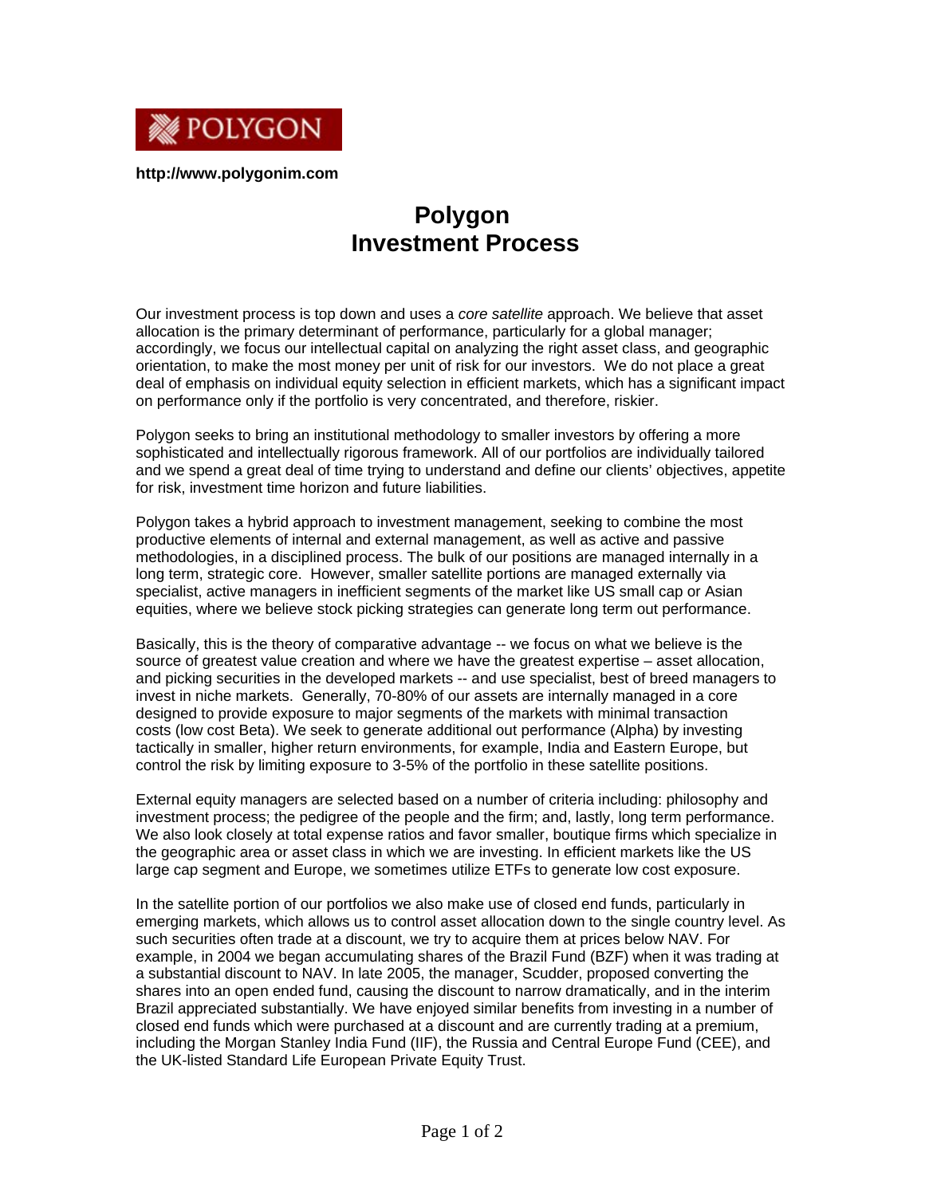POLYGON

**http://www.polygonim.com**

# Polygon Investment Process

Our investment process is top down and uses a *core satellite* approach. We believe that asset allocation is the primary determinant of performance, particularly for a global manager; accordingly, we focus our intellectual capital on analyzing the right asset class, and geographic orientation, to make the most money per unit of risk for our investors. We do not place a great deal of emphasis on individual equity selection in efficient markets, which has a significant impact on performance only if the portfolio is very concentrated, and therefore, riskier.

Polygon seeks to bring an institutional methodology to smaller investors by offering a more sophisticated and intellectually rigorous framework. All of our portfolios are individually tailored and we spend a great deal of time trying to understand and define our clients' objectives, appetite for risk, investment time horizon and future liabilities.

Polygon takes a hybrid approach to investment management, seeking to combine the most productive elements of internal and external management, as well as active and passive methodologies, in a disciplined process. The bulk of our positions are managed internally in a long term, strategic core. However, smaller satellite portions are managed externally via specialist, active managers in inefficient segments of the market like US small cap or Asian equities, where we believe stock picking strategies can generate long term out performance.

Basically, this is the theory of comparative advantage -- we focus on what we believe is the source of greatest value creation and where we have the greatest expertise – asset allocation, and picking securities in the developed markets -- and use specialist, best of breed managers to invest in niche markets. Generally, 70-80% of our assets are internally managed in a core designed to provide exposure to major segments of the markets with minimal transaction costs (low cost Beta). We seek to generate additional out performance (Alpha) by investing tactically in smaller, higher return environments, for example, India and Eastern Europe, but control the risk by limiting exposure to 3-5% of the portfolio in these satellite positions.

External equity managers are selected based on a number of criteria including: philosophy and investment process; the pedigree of the people and the firm; and, lastly, long term performance. We also look closely at total expense ratios and favor smaller, boutique firms which specialize in the geographic area or asset class in which we are investing. In efficient markets like the US large cap segment and Europe, we sometimes utilize ETFs to generate low cost exposure.

In the satellite portion of our portfolios we also make use of closed end funds, particularly in emerging markets, which allows us to control asset allocation down to the single country level. As such securities often trade at a discount, we try to acquire them at prices below NAV. For example, in 2004 we began accumulating shares of the Brazil Fund (BZF) when it was trading at a substantial discount to NAV. In late 2005, the manager, Scudder, proposed converting the shares into an open ended fund, causing the discount to narrow dramatically, and in the interim Brazil appreciated substantially. We have enjoyed similar benefits from investing in a number of closed end funds which were purchased at a discount and are currently trading at a premium, including the Morgan Stanley India Fund (IIF), the Russia and Central Europe Fund (CEE), and the UK-listed Standard Life European Private Equity Trust.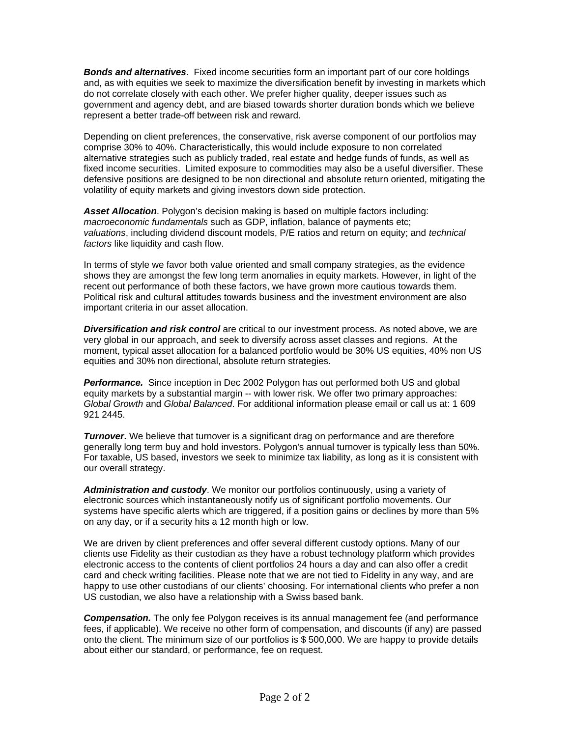***Bonds and alternatives***. Fixed income securities form an important part of our core holdings and, as with equities we seek to maximize the diversification benefit by investing in markets which do not correlate closely with each other. We prefer higher quality, deeper issues such as government and agency debt, and are biased towards shorter duration bonds which we believe represent a better trade-off between risk and reward.

Depending on client preferences, the conservative, risk averse component of our portfolios may comprise 30% to 40%. Characteristically, this would include exposure to non correlated alternative strategies such as publicly traded, real estate and hedge funds of funds, as well as fixed income securities. Limited exposure to commodities may also be a useful diversifier. These defensive positions are designed to be non directional and absolute return oriented, mitigating the volatility of equity markets and giving investors down side protection.

***Asset Allocation***. Polygon's decision making is based on multiple factors including: *macroeconomic fundamentals* such as GDP, inflation, balance of payments etc; *valuations*, including dividend discount models, P/E ratios and return on equity; and *technical factors* like liquidity and cash flow.

In terms of style we favor both value oriented and small company strategies, as the evidence shows they are amongst the few long term anomalies in equity markets. However, in light of the recent out performance of both these factors, we have grown more cautious towards them. Political risk and cultural attitudes towards business and the investment environment are also important criteria in our asset allocation.

***Diversification and risk control*** are critical to our investment process. As noted above, we are very global in our approach, and seek to diversify across asset classes and regions. At the moment, typical asset allocation for a balanced portfolio would be 30% US equities, 40% non US equities and 30% non directional, absolute return strategies.

***Performance.*** Since inception in Dec 2002 Polygon has out performed both US and global equity markets by a substantial margin -- with lower risk. We offer two primary approaches: *Global Growth* and *Global Balanced*. For additional information please email or call us at: 1 609 921 2445.

***Turnover***. We believe that turnover is a significant drag on performance and are therefore generally long term buy and hold investors. Polygon's annual turnover is typically less than 50%. For taxable, US based, investors we seek to minimize tax liability, as long as it is consistent with our overall strategy.

***Administration and custody***. We monitor our portfolios continuously, using a variety of electronic sources which instantaneously notify us of significant portfolio movements. Our systems have specific alerts which are triggered, if a position gains or declines by more than 5% on any day, or if a security hits a 12 month high or low.

We are driven by client preferences and offer several different custody options. Many of our clients use Fidelity as their custodian as they have a robust technology platform which provides electronic access to the contents of client portfolios 24 hours a day and can also offer a credit card and check writing facilities. Please note that we are not tied to Fidelity in any way, and are happy to use other custodians of our clients' choosing. For international clients who prefer a non US custodian, we also have a relationship with a Swiss based bank.

***Compensation.*** The only fee Polygon receives is its annual management fee (and performance fees, if applicable). We receive no other form of compensation, and discounts (if any) are passed onto the client. The minimum size of our portfolios is $ 500,000. We are happy to provide details about either our standard, or performance, fee on request.